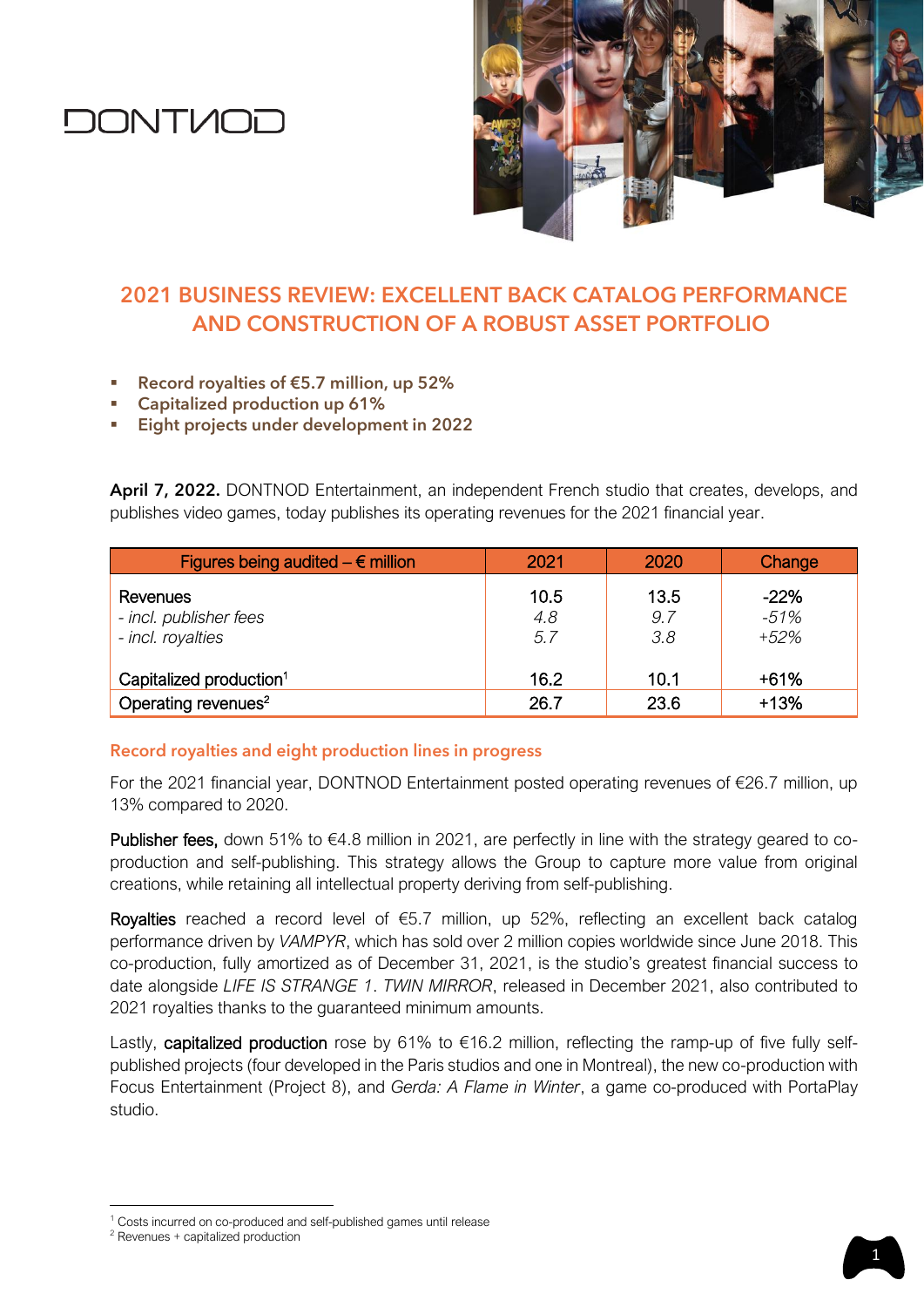DONTNOD

# 2021 BUSINESS REVIEW: EXCELLENT BACK CATALOG PERFORMANCE AND CONSTRUCTION OF A ROBUST ASSET PORTFOLIO

- **Record royalties of €5.7 million, up 52%**
- **Capitalized production up 61%**
- **Eight projects under development in 2022**

**April 7, 2022.** DONTNOD Entertainment, an independent French studio that creates, develops, and publishes video games, today publishes its operating revenues for the 2021 financial year.

| Figures being audited – € million | 2021 | 2020 | Change |
|---|---|---|---|
| Revenues | 10.5 | 13.5 | -22% |
| *- incl. publisher fees* | *4.8* | *9.7* | *-51%* |
| *- incl. royalties* | *5.7* | *3.8* | *+52%* |
| Capitalized production[1] | 16.2 | 10.1 | +61% |
| Operating revenues[2] | 26.7 | 23.6 | +13% |

## Record royalties and eight production lines in progress

For the 2021 financial year, DONTNOD Entertainment posted operating revenues of €26.7 million, up 13% compared to 2020.

**Publisher fees,** down 51% to €4.8 million in 2021, are perfectly in line with the strategy geared to co-production and self-publishing. This strategy allows the Group to capture more value from original creations, while retaining all intellectual property deriving from self-publishing.

**Royalties** reached a record level of €5.7 million, up 52%, reflecting an excellent back catalog performance driven by *VAMPYR*, which has sold over 2 million copies worldwide since June 2018. This co-production, fully amortized as of December 31, 2021, is the studio's greatest financial success to date alongside *LIFE IS STRANGE 1*. *TWIN MIRROR*, released in December 2021, also contributed to 2021 royalties thanks to the guaranteed minimum amounts.

Lastly, **capitalized production** rose by 61% to €16.2 million, reflecting the ramp-up of five fully self-published projects (four developed in the Paris studios and one in Montreal), the new co-production with Focus Entertainment (Project 8), and *Gerda: A Flame in Winter*, a game co-produced with PortaPlay studio.

[1] Costs incurred on co-produced and self-published games until release

[2] Revenues + capitalized production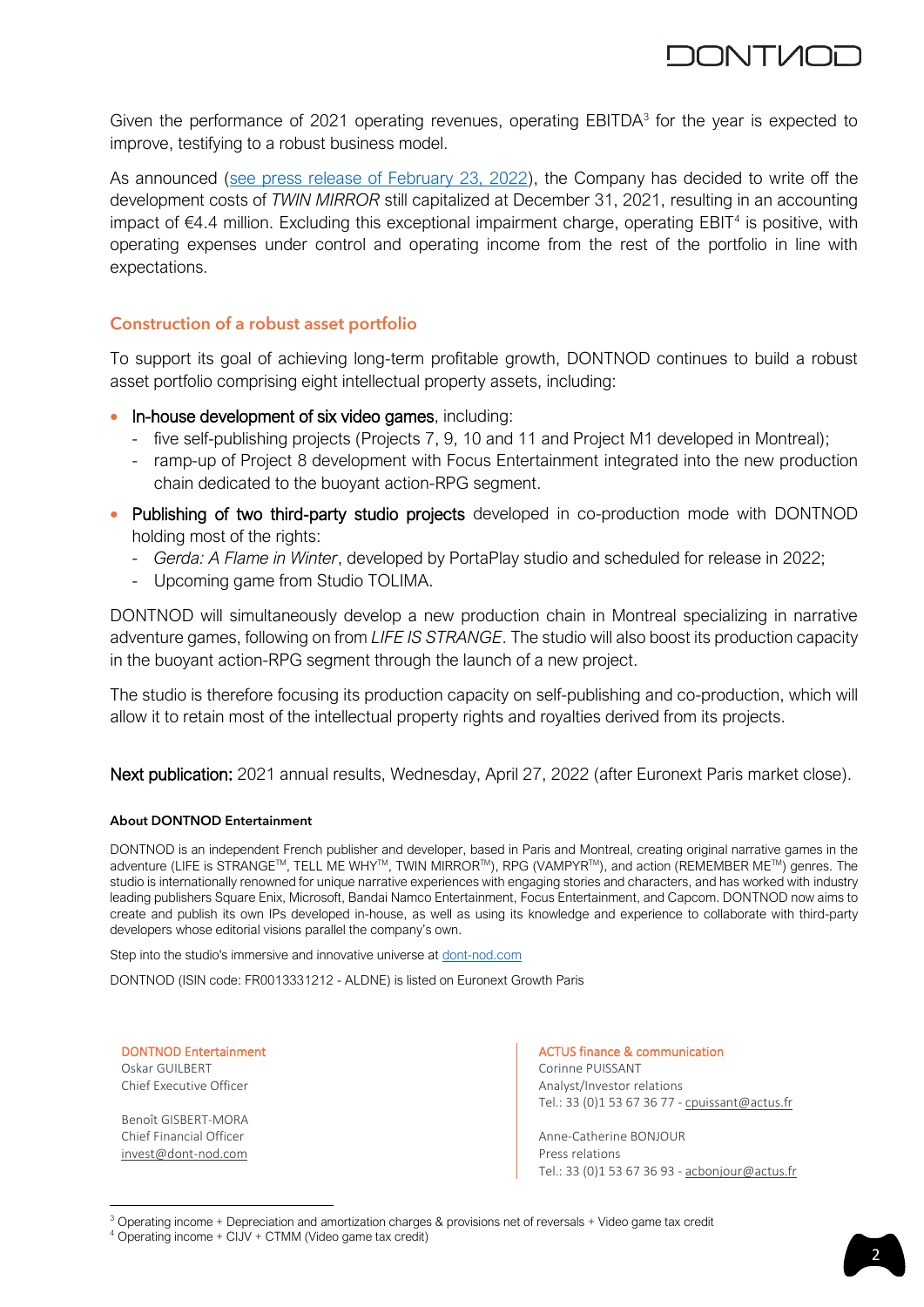Given the performance of 2021 operating revenues, operating EBITDA[3] for the year is expected to improve, testifying to a robust business model.

As announced ([see press release of February 23, 2022](#)), the Company has decided to write off the development costs of *TWIN MIRROR* still capitalized at December 31, 2021, resulting in an accounting impact of €4.4 million. Excluding this exceptional impairment charge, operating EBIT[4] is positive, with operating expenses under control and operating income from the rest of the portfolio in line with expectations.

## Construction of a robust asset portfolio

To support its goal of achieving long-term profitable growth, DONTNOD continues to build a robust asset portfolio comprising eight intellectual property assets, including:

- In-house development of six video games, including:
  - five self-publishing projects (Projects 7, 9, 10 and 11 and Project M1 developed in Montreal);
  - ramp-up of Project 8 development with Focus Entertainment integrated into the new production chain dedicated to the buoyant action-RPG segment.
- Publishing of two third-party studio projects developed in co-production mode with DONTNOD holding most of the rights:
  - *Gerda: A Flame in Winter*, developed by PortaPlay studio and scheduled for release in 2022;
  - Upcoming game from Studio TOLIMA.

DONTNOD will simultaneously develop a new production chain in Montreal specializing in narrative adventure games, following on from *LIFE IS STRANGE*. The studio will also boost its production capacity in the buoyant action-RPG segment through the launch of a new project.

The studio is therefore focusing its production capacity on self-publishing and co-production, which will allow it to retain most of the intellectual property rights and royalties derived from its projects.

**Next publication:** 2021 annual results, Wednesday, April 27, 2022 (after Euronext Paris market close).

**About DONTNOD Entertainment**

DONTNOD is an independent French publisher and developer, based in Paris and Montreal, creating original narrative games in the adventure (LIFE is STRANGE™, TELL ME WHY™, TWIN MIRROR™), RPG (VAMPYR™), and action (REMEMBER ME™) genres. The studio is internationally renowned for unique narrative experiences with engaging stories and characters, and has worked with industry leading publishers Square Enix, Microsoft, Bandai Namco Entertainment, Focus Entertainment, and Capcom. DONTNOD now aims to create and publish its own IPs developed in-house, as well as using its knowledge and experience to collaborate with third-party developers whose editorial visions parallel the company's own.

Step into the studio's immersive and innovative universe at dont-nod.com

DONTNOD (ISIN code: FR0013331212 - ALDNE) is listed on Euronext Growth Paris

**DONTNOD Entertainment**
Oskar GUILBERT
Chief Executive Officer

Benoît GISBERT-MORA
Chief Financial Officer
invest@dont-nod.com

**ACTUS finance & communication**
Corinne PUISSANT
Analyst/Investor relations
Tel.: 33 (0)1 53 67 36 77 - cpuissant@actus.fr

Anne-Catherine BONJOUR
Press relations
Tel.: 33 (0)1 53 67 36 93 - acbonjour@actus.fr

---

[3] Operating income + Depreciation and amortization charges & provisions net of reversals + Video game tax credit
[4] Operating income + CIJV + CTMM (Video game tax credit)